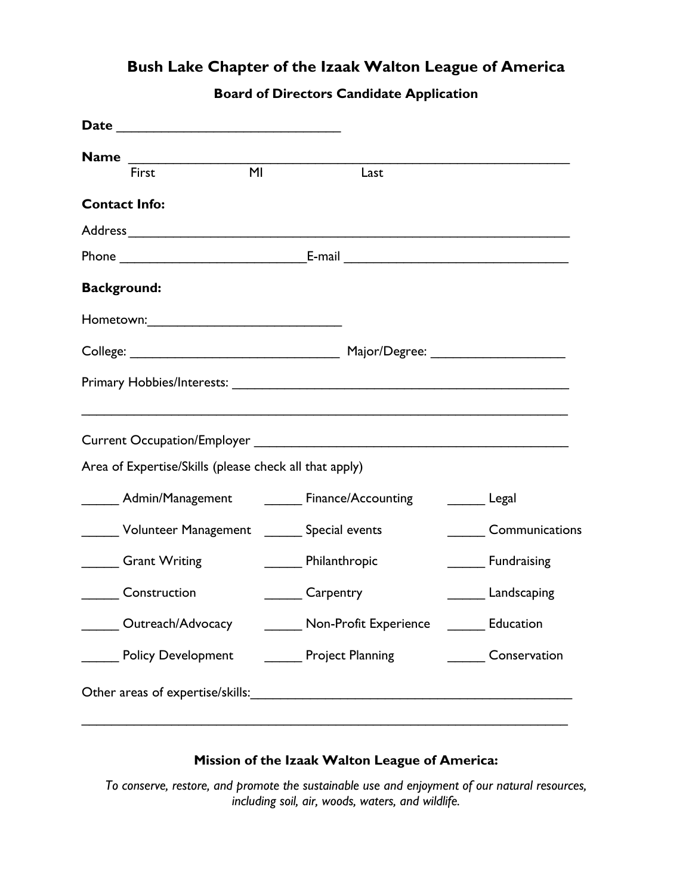# Bush Lake Chapter of the Izaak Walton League of America

## Board of Directors Candidate Application

**Date** ______________________________

**Name** ____________________________________________________________
First MI Last

**Contact Info:**

Address ____________________________________________________________

Phone ________________________ E-mail ______________________________

**Background:**

Hometown: __________________________

College: ____________________________ Major/Degree: _________________

Primary Hobbies/Interests: _____________________________________________

____________________________________________________________________

Current Occupation/Employer ___________________________________________

Area of Expertise/Skills (please check all that apply)

_____ Admin/Management _____ Finance/Accounting _____ Legal

_____ Volunteer Management _____ Special events _____ Communications

_____ Grant Writing _____ Philanthropic _____ Fundraising

_____ Construction _____ Carpentry _____ Landscaping

_____ Outreach/Advocacy _____ Non-Profit Experience _____ Education

_____ Policy Development _____ Project Planning _____ Conservation

Other areas of expertise/skills: __________________________________________

____________________________________________________________________

**Mission of the Izaak Walton League of America:**

*To conserve, restore, and promote the sustainable use and enjoyment of our natural resources, including soil, air, woods, waters, and wildlife.*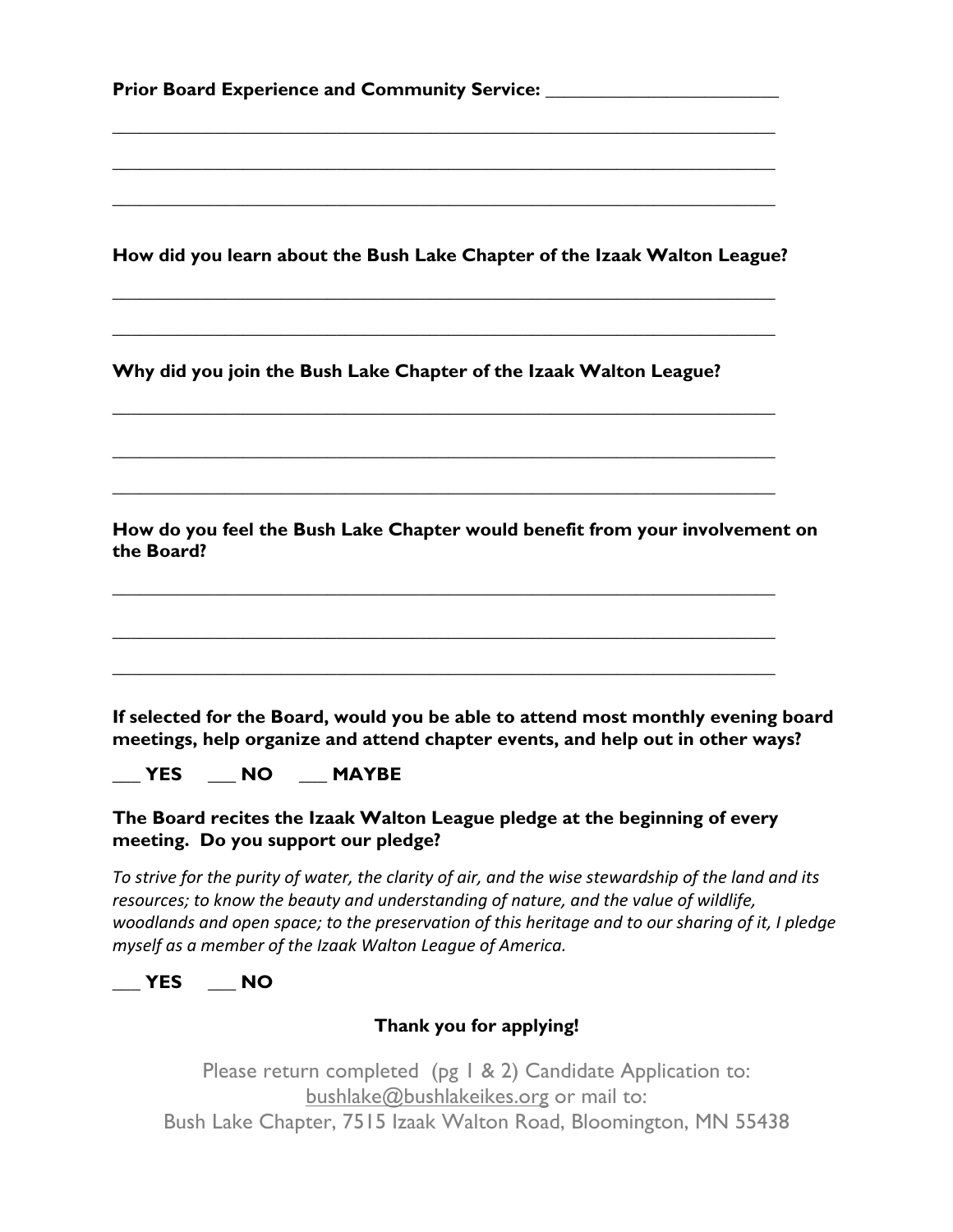**Prior Board Experience and Community Service:** ________________________

______________________________________________________________________

______________________________________________________________________

______________________________________________________________________

**How did you learn about the Bush Lake Chapter of the Izaak Walton League?**

______________________________________________________________________

______________________________________________________________________

**Why did you join the Bush Lake Chapter of the Izaak Walton League?**

______________________________________________________________________

______________________________________________________________________

______________________________________________________________________

**How do you feel the Bush Lake Chapter would benefit from your involvement on the Board?**

______________________________________________________________________

______________________________________________________________________

______________________________________________________________________

**If selected for the Board, would you be able to attend most monthly evening board meetings, help organize and attend chapter events, and help out in other ways?**

**___ YES ___ NO ___ MAYBE**

**The Board recites the Izaak Walton League pledge at the beginning of every meeting. Do you support our pledge?**

*To strive for the purity of water, the clarity of air, and the wise stewardship of the land and its resources; to know the beauty and understanding of nature, and the value of wildlife, woodlands and open space; to the preservation of this heritage and to our sharing of it, I pledge myself as a member of the Izaak Walton League of America.*

**___ YES ___ NO**

**Thank you for applying!**

Please return completed (pg 1 & 2) Candidate Application to:
bushlake@bushlakeikes.org or mail to:
Bush Lake Chapter, 7515 Izaak Walton Road, Bloomington, MN 55438